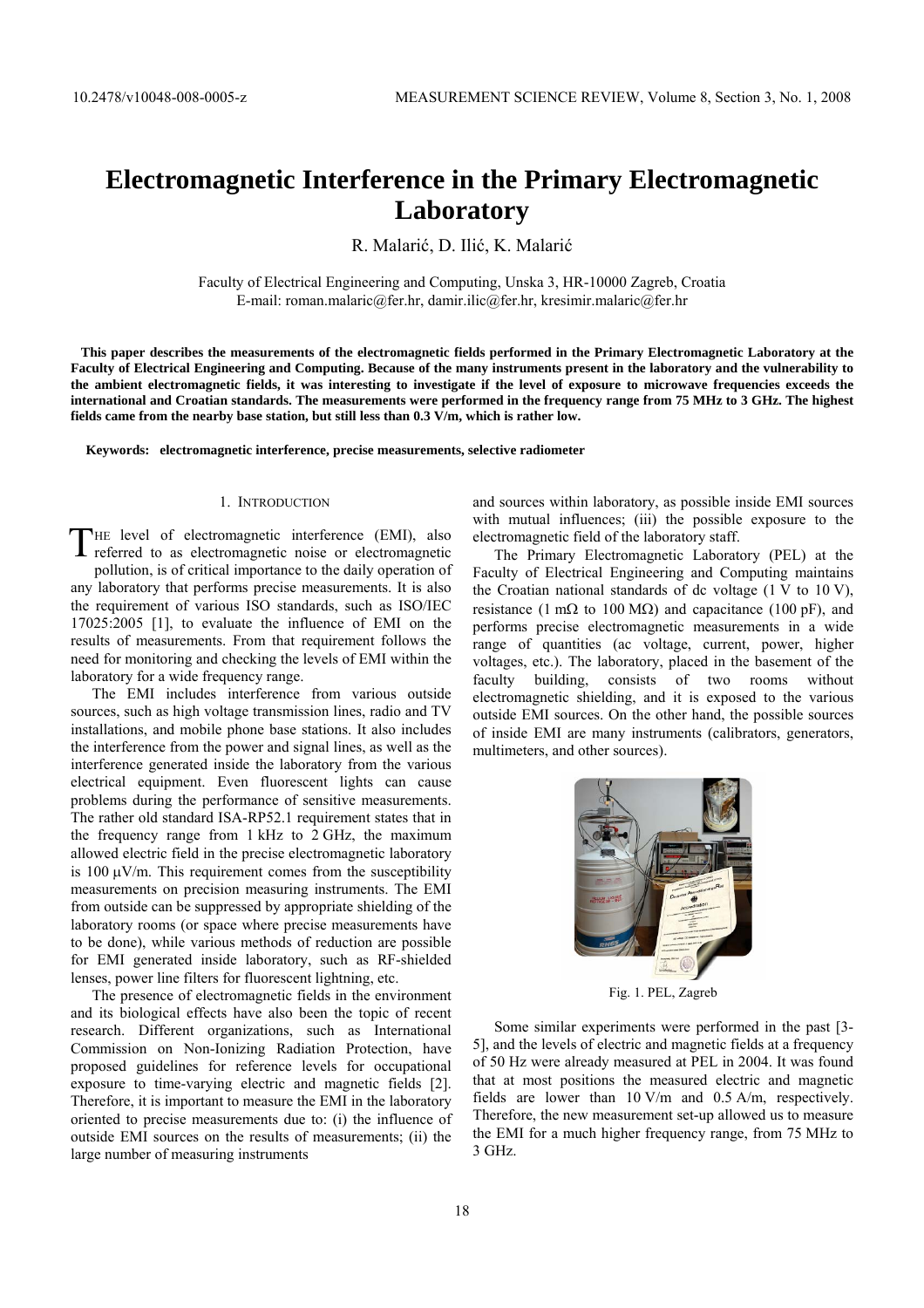# Electromagnetic Interference in the Primary Electromagnetic Laboratory

R. Malarić, D. Ilić, K. Malarić

Faculty of Electrical Engineering and Computing, Unska 3, HR-10000 Zagreb, Croatia
E-mail: roman.malaric@fer.hr, damir.ilic@fer.hr, kresimir.malaric@fer.hr

**This paper describes the measurements of the electromagnetic fields performed in the Primary Electromagnetic Laboratory at the Faculty of Electrical Engineering and Computing. Because of the many instruments present in the laboratory and the vulnerability to the ambient electromagnetic fields, it was interesting to investigate if the level of exposure to microwave frequencies exceeds the international and Croatian standards. The measurements were performed in the frequency range from 75 MHz to 3 GHz. The highest fields came from the nearby base station, but still less than 0.3 V/m, which is rather low.**

**Keywords: electromagnetic interference, precise measurements, selective radiometer**

## 1. Introduction

The level of electromagnetic interference (EMI), also referred to as electromagnetic noise or electromagnetic pollution, is of critical importance to the daily operation of any laboratory that performs precise measurements. It is also the requirement of various ISO standards, such as ISO/IEC 17025:2005 [1], to evaluate the influence of EMI on the results of measurements. From that requirement follows the need for monitoring and checking the levels of EMI within the laboratory for a wide frequency range.

The EMI includes interference from various outside sources, such as high voltage transmission lines, radio and TV installations, and mobile phone base stations. It also includes the interference from the power and signal lines, as well as the interference generated inside the laboratory from the various electrical equipment. Even fluorescent lights can cause problems during the performance of sensitive measurements. The rather old standard ISA-RP52.1 requirement states that in the frequency range from 1 kHz to 2 GHz, the maximum allowed electric field in the precise electromagnetic laboratory is 100 μV/m. This requirement comes from the susceptibility measurements on precision measuring instruments. The EMI from outside can be suppressed by appropriate shielding of the laboratory rooms (or space where precise measurements have to be done), while various methods of reduction are possible for EMI generated inside laboratory, such as RF-shielded lenses, power line filters for fluorescent lightning, etc.

The presence of electromagnetic fields in the environment and its biological effects have also been the topic of recent research. Different organizations, such as International Commission on Non-Ionizing Radiation Protection, have proposed guidelines for reference levels for occupational exposure to time-varying electric and magnetic fields [2]. Therefore, it is important to measure the EMI in the laboratory oriented to precise measurements due to: (i) the influence of outside EMI sources on the results of measurements; (ii) the large number of measuring instruments and sources within laboratory, as possible inside EMI sources with mutual influences; (iii) the possible exposure to the electromagnetic field of the laboratory staff.

The Primary Electromagnetic Laboratory (PEL) at the Faculty of Electrical Engineering and Computing maintains the Croatian national standards of dc voltage (1 V to 10 V), resistance (1 mΩ to 100 MΩ) and capacitance (100 pF), and performs precise electromagnetic measurements in a wide range of quantities (ac voltage, current, power, higher voltages, etc.). The laboratory, placed in the basement of the faculty building, consists of two rooms without electromagnetic shielding, and it is exposed to the various outside EMI sources. On the other hand, the possible sources of inside EMI are many instruments (calibrators, generators, multimeters, and other sources).

Fig. 1. PEL, Zagreb

Some similar experiments were performed in the past [3-5], and the levels of electric and magnetic fields at a frequency of 50 Hz were already measured at PEL in 2004. It was found that at most positions the measured electric and magnetic fields are lower than 10 V/m and 0.5 A/m, respectively. Therefore, the new measurement set-up allowed us to measure the EMI for a much higher frequency range, from 75 MHz to 3 GHz.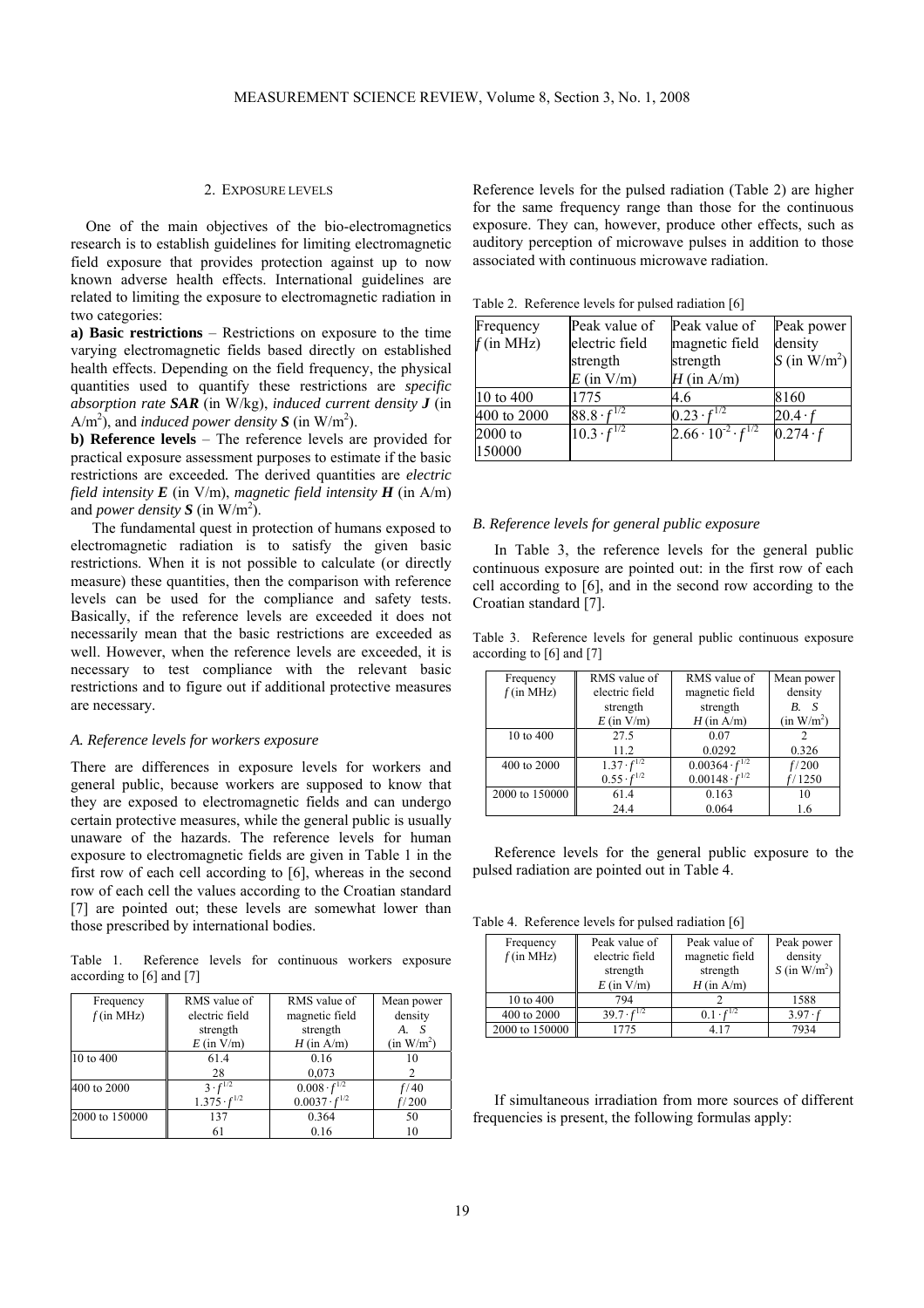## 2. Exposure levels

One of the main objectives of the bio-electromagnetics research is to establish guidelines for limiting electromagnetic field exposure that provides protection against up to now known adverse health effects. International guidelines are related to limiting the exposure to electromagnetic radiation in two categories:

**a) Basic restrictions** – Restrictions on exposure to the time varying electromagnetic fields based directly on established health effects. Depending on the field frequency, the physical quantities used to quantify these restrictions are *specific absorption rate* ***SAR*** (in W/kg), *induced current density* ***J*** (in A/m$^2$), and *induced power density* ***S*** (in W/m$^2$).

**b) Reference levels** – The reference levels are provided for practical exposure assessment purposes to estimate if the basic restrictions are exceeded. The derived quantities are *electric field intensity* ***E*** (in V/m), *magnetic field intensity* ***H*** (in A/m) and *power density* ***S*** (in W/m$^2$).

The fundamental quest in protection of humans exposed to electromagnetic radiation is to satisfy the given basic restrictions. When it is not possible to calculate (or directly measure) these quantities, then the comparison with reference levels can be used for the compliance and safety tests. Basically, if the reference levels are exceeded it does not necessarily mean that the basic restrictions are exceeded as well. However, when the reference levels are exceeded, it is necessary to test compliance with the relevant basic restrictions and to figure out if additional protective measures are necessary.

### *A. Reference levels for workers exposure*

There are differences in exposure levels for workers and general public, because workers are supposed to know that they are exposed to electromagnetic fields and can undergo certain protective measures, while the general public is usually unaware of the hazards. The reference levels for human exposure to electromagnetic fields are given in Table 1 in the first row of each cell according to [6], whereas in the second row of each cell the values according to the Croatian standard [7] are pointed out; these levels are somewhat lower than those prescribed by international bodies.

Table 1. Reference levels for continuous workers exposure according to [6] and [7]

| Frequency $f$ (in MHz) | RMS value of electric field strength $E$ (in V/m) | RMS value of magnetic field strength $H$ (in A/m) | Mean power density $S$ (in W/m$^2$) |
|---|---|---|---|
| 10 to 400 | 61.4 | 0.16 | 10 |
| | 28 | 0,073 | 2 |
| 400 to 2000 | $3 \cdot f^{1/2}$ | $0.008 \cdot f^{1/2}$ | $f/40$ |
| | $1.375 \cdot f^{1/2}$ | $0.0037 \cdot f^{1/2}$ | $f/200$ |
| 2000 to 150000 | 137 | 0.364 | 50 |
| | 61 | 0.16 | 10 |

Reference levels for the pulsed radiation (Table 2) are higher for the same frequency range than those for the continuous exposure. They can, however, produce other effects, such as auditory perception of microwave pulses in addition to those associated with continuous microwave radiation.

Table 2. Reference levels for pulsed radiation [6]

| Frequency $f$ (in MHz) | Peak value of electric field strength $E$ (in V/m) | Peak value of magnetic field strength $H$ (in A/m) | Peak power density $S$ (in W/m$^2$) |
|---|---|---|---|
| 10 to 400 | 1775 | 4.6 | 8160 |
| 400 to 2000 | $88.8 \cdot f^{1/2}$ | $0.23 \cdot f^{1/2}$ | $20.4 \cdot f$ |
| 2000 to 150000 | $10.3 \cdot f^{1/2}$ | $2.66 \cdot 10^{-2} \cdot f^{1/2}$ | $0.274 \cdot f$ |

### *B. Reference levels for general public exposure*

In Table 3, the reference levels for the general public continuous exposure are pointed out: in the first row of each cell according to [6], and in the second row according to the Croatian standard [7].

Table 3. Reference levels for general public continuous exposure according to [6] and [7]

| Frequency $f$ (in MHz) | RMS value of electric field strength $E$ (in V/m) | RMS value of magnetic field strength $H$ (in A/m) | Mean power density $S$ (in W/m$^2$) |
|---|---|---|---|
| 10 to 400 | 27.5 | 0.07 | 2 |
| | 11.2 | 0.0292 | 0.326 |
| 400 to 2000 | $1.37 \cdot f^{1/2}$ | $0.00364 \cdot f^{1/2}$ | $f/200$ |
| | $0.55 \cdot f^{1/2}$ | $0.00148 \cdot f^{1/2}$ | $f/1250$ |
| 2000 to 150000 | 61.4 | 0.163 | 10 |
| | 24.4 | 0.064 | 1.6 |

Reference levels for the general public exposure to the pulsed radiation are pointed out in Table 4.

Table 4. Reference levels for pulsed radiation [6]

| Frequency $f$ (in MHz) | Peak value of electric field strength $E$ (in V/m) | Peak value of magnetic field strength $H$ (in A/m) | Peak power density $S$ (in W/m$^2$) |
|---|---|---|---|
| 10 to 400 | 794 | 2 | 1588 |
| 400 to 2000 | $39.7 \cdot f^{1/2}$ | $0.1 \cdot f^{1/2}$ | $3.97 \cdot f$ |
| 2000 to 150000 | 1775 | 4.17 | 7934 |

If simultaneous irradiation from more sources of different frequencies is present, the following formulas apply: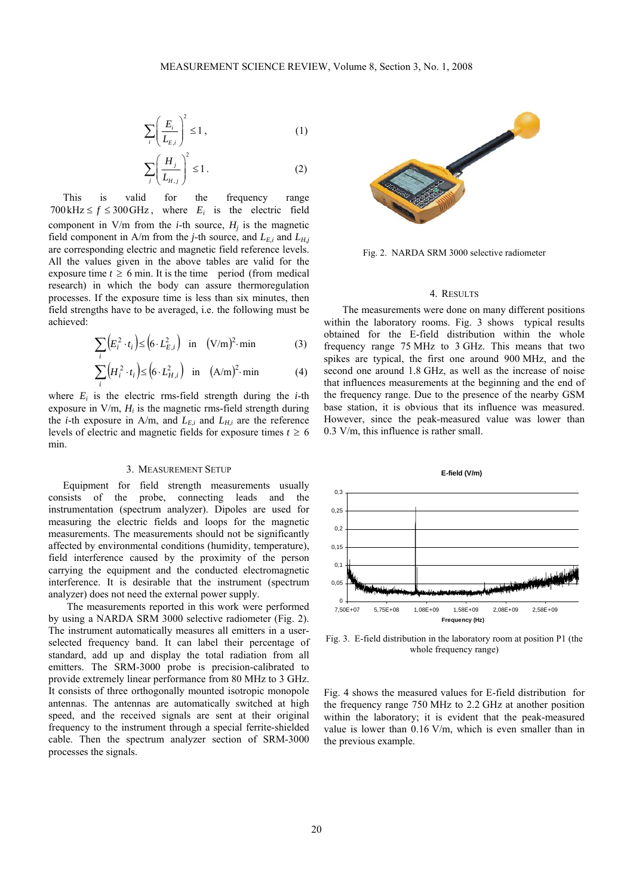$$\sum_i \left( \frac{E_i}{L_{E,i}} \right)^2 \leq 1 , \qquad (1)$$

$$\sum_j \left( \frac{H_j}{L_{H,j}} \right)^2 \leq 1 . \qquad (2)$$

This is valid for the frequency range $700\,\text{kHz} \leq f \leq 300\,\text{GHz}$, where $E_i$ is the electric field component in V/m from the $i$-th source, $H_j$ is the magnetic field component in A/m from the $j$-th source, and $L_{E,i}$ and $L_{H,j}$ are corresponding electric and magnetic field reference levels. All the values given in the above tables are valid for the exposure time $t \geq 6$ min. It is the time period (from medical research) in which the body can assure thermoregulation processes. If the exposure time is less than six minutes, then field strengths have to be averaged, i.e. the following must be achieved:

$$\sum_i \left( E_i^2 \cdot t_i \right) \leq \left( 6 \cdot L_{E,i}^2 \right) \quad \text{in} \quad (\text{V/m})^2 \cdot \text{min} \qquad (3)$$

$$\sum_i \left( H_i^2 \cdot t_i \right) \leq \left( 6 \cdot L_{H,i}^2 \right) \quad \text{in} \quad (\text{A/m})^2 \cdot \text{min} \qquad (4)$$

where $E_i$ is the electric rms-field strength during the $i$-th exposure in V/m, $H_i$ is the magnetic rms-field strength during the $i$-th exposure in A/m, and $L_{E,i}$ and $L_{H,i}$ are the reference levels of electric and magnetic fields for exposure times $t \geq 6$ min.

## 3. Measurement Setup

Equipment for field strength measurements usually consists of the probe, connecting leads and the instrumentation (spectrum analyzer). Dipoles are used for measuring the electric fields and loops for the magnetic measurements. The measurements should not be significantly affected by environmental conditions (humidity, temperature), field interference caused by the proximity of the person carrying the equipment and the conducted electromagnetic interference. It is desirable that the instrument (spectrum analyzer) does not need the external power supply.

The measurements reported in this work were performed by using a NARDA SRM 3000 selective radiometer (Fig. 2). The instrument automatically measures all emitters in a user-selected frequency band. It can label their percentage of standard, add up and display the total radiation from all emitters. The SRM-3000 probe is precision-calibrated to provide extremely linear performance from 80 MHz to 3 GHz. It consists of three orthogonally mounted isotropic monopole antennas. The antennas are automatically switched at high speed, and the received signals are sent at their original frequency to the instrument through a special ferrite-shielded cable. Then the spectrum analyzer section of SRM-3000 processes the signals.

Fig. 2. NARDA SRM 3000 selective radiometer

## 4. Results

The measurements were done on many different positions within the laboratory rooms. Fig. 3 shows typical results obtained for the E-field distribution within the whole frequency range 75 MHz to 3 GHz. This means that two spikes are typical, the first one around 900 MHz, and the second one around 1.8 GHz, as well as the increase of noise that influences measurements at the beginning and the end of the frequency range. Due to the presence of the nearby GSM base station, it is obvious that its influence was measured. However, since the peak-measured value was lower than 0.3 V/m, this influence is rather small.

Fig. 3. E-field distribution in the laboratory room at position P1 (the whole frequency range)

Fig. 4 shows the measured values for E-field distribution for the frequency range 750 MHz to 2.2 GHz at another position within the laboratory; it is evident that the peak-measured value is lower than 0.16 V/m, which is even smaller than in the previous example.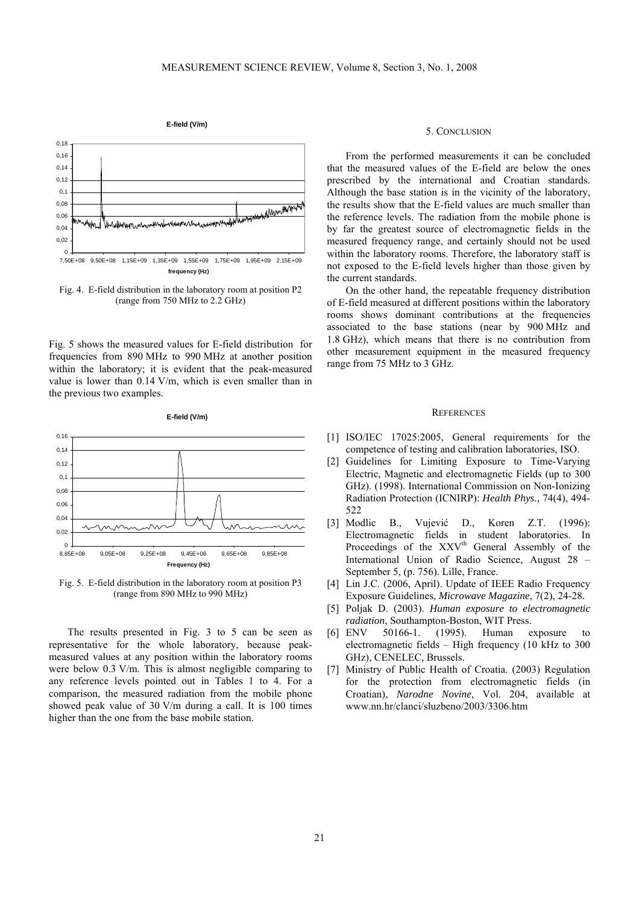E-field (V/m)

0,18
0,16
0,14
0,12
0,1
0,08
0,06
0,04
0,02
0

7,50E+08 9,50E+08 1,15E+09 1,35E+09 1,55E+09 1,75E+09 1,95E+09 2,15E+09

frequency (Hz)

Fig. 4. E-field distribution in the laboratory room at position P2 (range from 750 MHz to 2.2 GHz)

Fig. 5 shows the measured values for E-field distribution for frequencies from 890 MHz to 990 MHz at another position within the laboratory; it is evident that the peak-measured value is lower than 0.14 V/m, which is even smaller than in the previous two examples.

E-field (V/m)

0,16
0,14
0,12
0,1
0,08
0,06
0,04
0,02
0

8,85E+08 9,05E+08 9,25E+08 9,45E+08 9,65E+08 9,85E+08

Frequency (Hz)

Fig. 5. E-field distribution in the laboratory room at position P3 (range from 890 MHz to 990 MHz)

The results presented in Fig. 3 to 5 can be seen as representative for the whole laboratory, because peak-measured values at any position within the laboratory rooms were below 0.3 V/m. This is almost negligible comparing to any reference levels pointed out in Tables 1 to 4. For a comparison, the measured radiation from the mobile phone showed peak value of 30 V/m during a call. It is 100 times higher than the one from the base mobile station.

## 5. Conclusion

From the performed measurements it can be concluded that the measured values of the E-field are below the ones prescribed by the international and Croatian standards. Although the base station is in the vicinity of the laboratory, the results show that the E-field values are much smaller than the reference levels. The radiation from the mobile phone is by far the greatest source of electromagnetic fields in the measured frequency range, and certainly should not be used within the laboratory rooms. Therefore, the laboratory staff is not exposed to the E-field levels higher than those given by the current standards.

On the other hand, the repeatable frequency distribution of E-field measured at different positions within the laboratory rooms shows dominant contributions at the frequencies associated to the base stations (near by 900 MHz and 1.8 GHz), which means that there is no contribution from other measurement equipment in the measured frequency range from 75 MHz to 3 GHz.

## References

[1] ISO/IEC 17025:2005, General requirements for the competence of testing and calibration laboratories, ISO.

[2] Guidelines for Limiting Exposure to Time-Varying Electric, Magnetic and electromagnetic Fields (up to 300 GHz). (1998). International Commission on Non-Ionizing Radiation Protection (ICNIRP): *Health Phys.,* 74(4), 494-522

[3] Modlic B., Vujević D., Koren Z.T. (1996): Electromagnetic fields in student laboratories. In Proceedings of the XXV$^{th}$ General Assembly of the International Union of Radio Science, August 28 – September 5, (p. 756). Lille, France.

[4] Lin J.C. (2006, April). Update of IEEE Radio Frequency Exposure Guidelines, *Microwave Magazine*, 7(2), 24-28.

[5] Poljak D. (2003). *Human exposure to electromagnetic radiation*, Southampton-Boston, WIT Press.

[6] ENV 50166-1. (1995). Human exposure to electromagnetic fields – High frequency (10 kHz to 300 GHz), CENELEC, Brussels.

[7] Ministry of Public Health of Croatia. (2003) Regulation for the protection from electromagnetic fields (in Croatian), *Narodne Novine*, Vol. 204, available at www.nn.hr/clanci/sluzbeno/2003/3306.htm